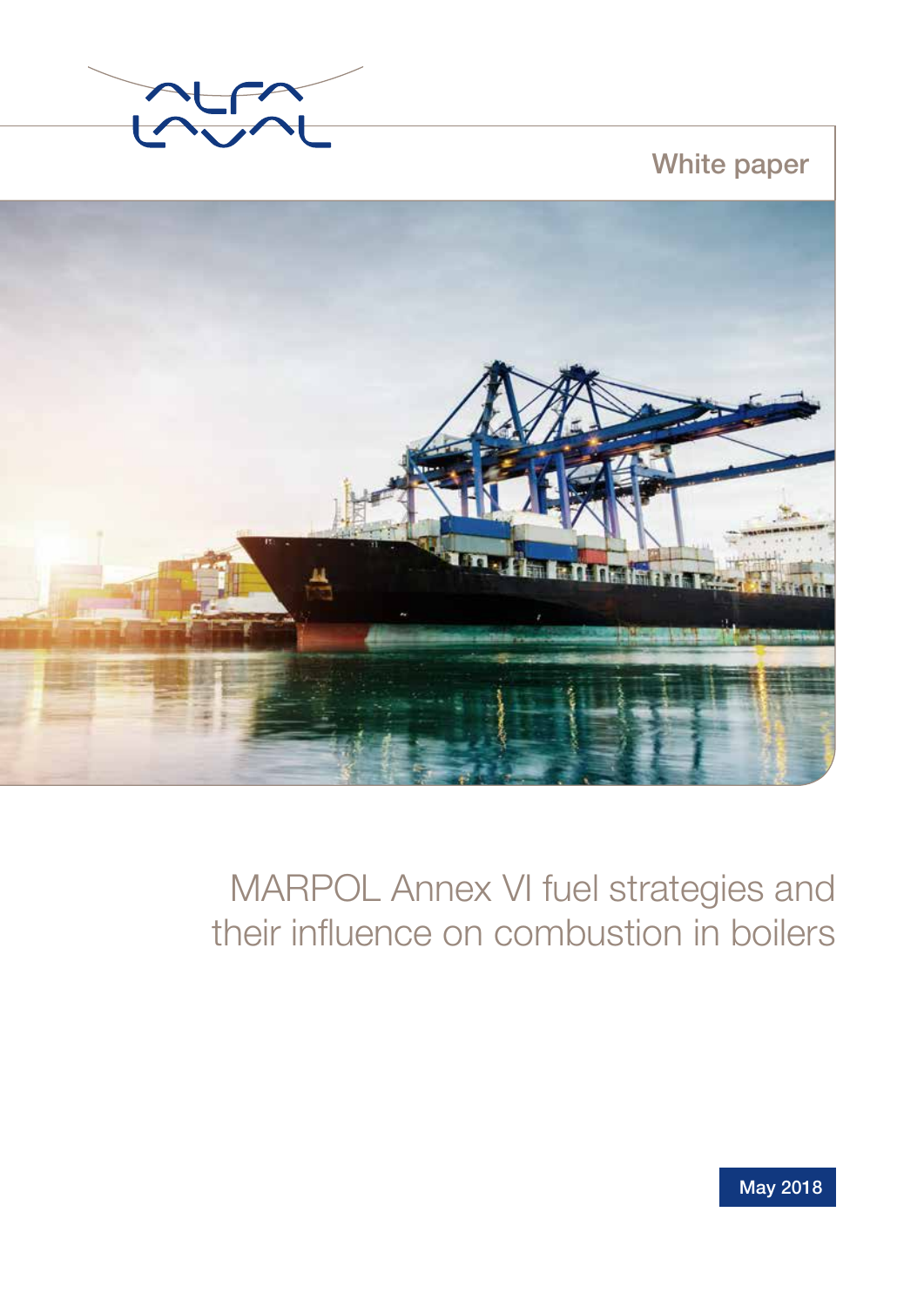White paper

# MARPOL Annex VI fuel strategies and their influence on combustion in boilers

May 2018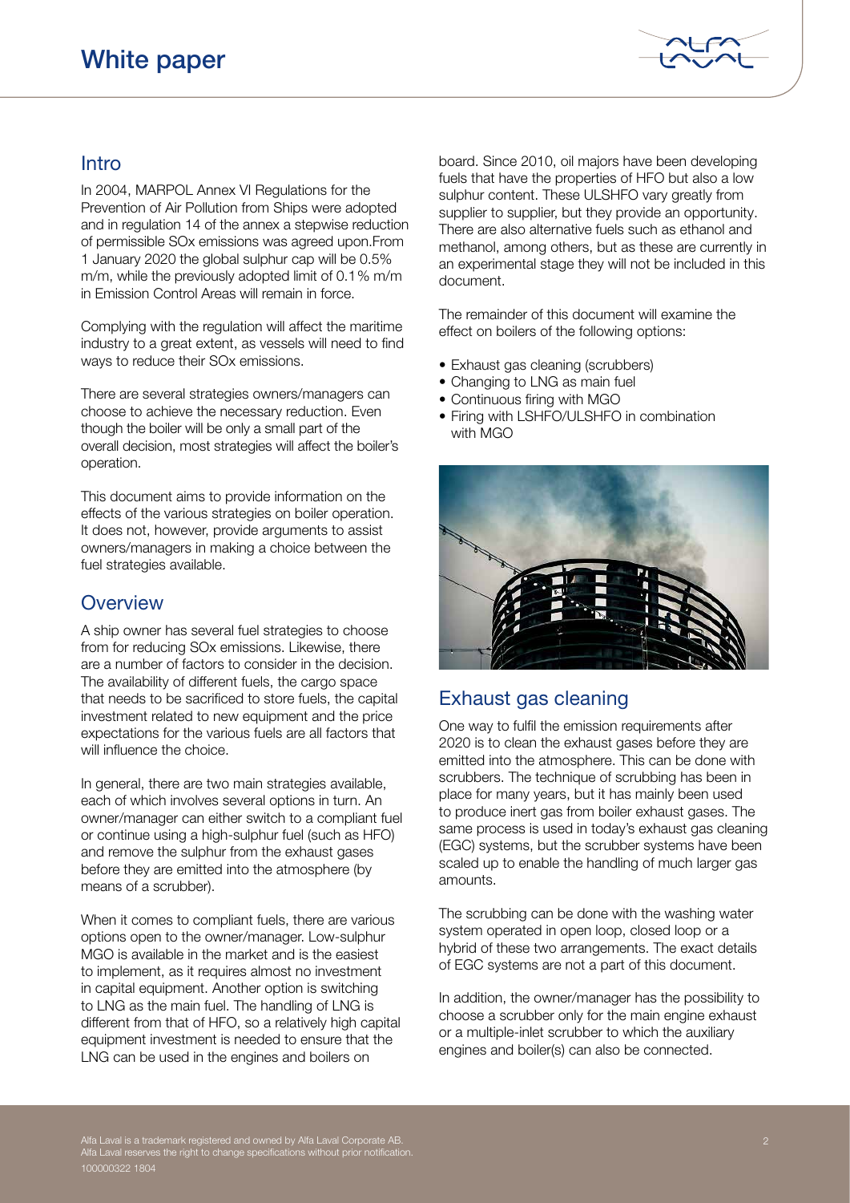## Intro

In 2004, MARPOL Annex VI Regulations for the Prevention of Air Pollution from Ships were adopted and in regulation 14 of the annex a stepwise reduction of permissible SOx emissions was agreed upon.From 1 January 2020 the global sulphur cap will be 0.5% m/m, while the previously adopted limit of 0.1% m/m in Emission Control Areas will remain in force.

Complying with the regulation will affect the maritime industry to a great extent, as vessels will need to find ways to reduce their SOx emissions.

There are several strategies owners/managers can choose to achieve the necessary reduction. Even though the boiler will be only a small part of the overall decision, most strategies will affect the boiler's operation.

This document aims to provide information on the effects of the various strategies on boiler operation. It does not, however, provide arguments to assist owners/managers in making a choice between the fuel strategies available.

## Overview

A ship owner has several fuel strategies to choose from for reducing SOx emissions. Likewise, there are a number of factors to consider in the decision. The availability of different fuels, the cargo space that needs to be sacrificed to store fuels, the capital investment related to new equipment and the price expectations for the various fuels are all factors that will influence the choice.

In general, there are two main strategies available, each of which involves several options in turn. An owner/manager can either switch to a compliant fuel or continue using a high-sulphur fuel (such as HFO) and remove the sulphur from the exhaust gases before they are emitted into the atmosphere (by means of a scrubber).

When it comes to compliant fuels, there are various options open to the owner/manager. Low-sulphur MGO is available in the market and is the easiest to implement, as it requires almost no investment in capital equipment. Another option is switching to LNG as the main fuel. The handling of LNG is different from that of HFO, so a relatively high capital equipment investment is needed to ensure that the LNG can be used in the engines and boilers on board. Since 2010, oil majors have been developing fuels that have the properties of HFO but also a low sulphur content. These ULSHFO vary greatly from supplier to supplier, but they provide an opportunity. There are also alternative fuels such as ethanol and methanol, among others, but as these are currently in an experimental stage they will not be included in this document.

The remainder of this document will examine the effect on boilers of the following options:

- Exhaust gas cleaning (scrubbers)
- Changing to LNG as main fuel
- Continuous firing with MGO
- Firing with LSHFO/ULSHFO in combination with MGO

## Exhaust gas cleaning

One way to fulfil the emission requirements after 2020 is to clean the exhaust gases before they are emitted into the atmosphere. This can be done with scrubbers. The technique of scrubbing has been in place for many years, but it has mainly been used to produce inert gas from boiler exhaust gases. The same process is used in today's exhaust gas cleaning (EGC) systems, but the scrubber systems have been scaled up to enable the handling of much larger gas amounts.

The scrubbing can be done with the washing water system operated in open loop, closed loop or a hybrid of these two arrangements. The exact details of EGC systems are not a part of this document.

In addition, the owner/manager has the possibility to choose a scrubber only for the main engine exhaust or a multiple-inlet scrubber to which the auxiliary engines and boiler(s) can also be connected.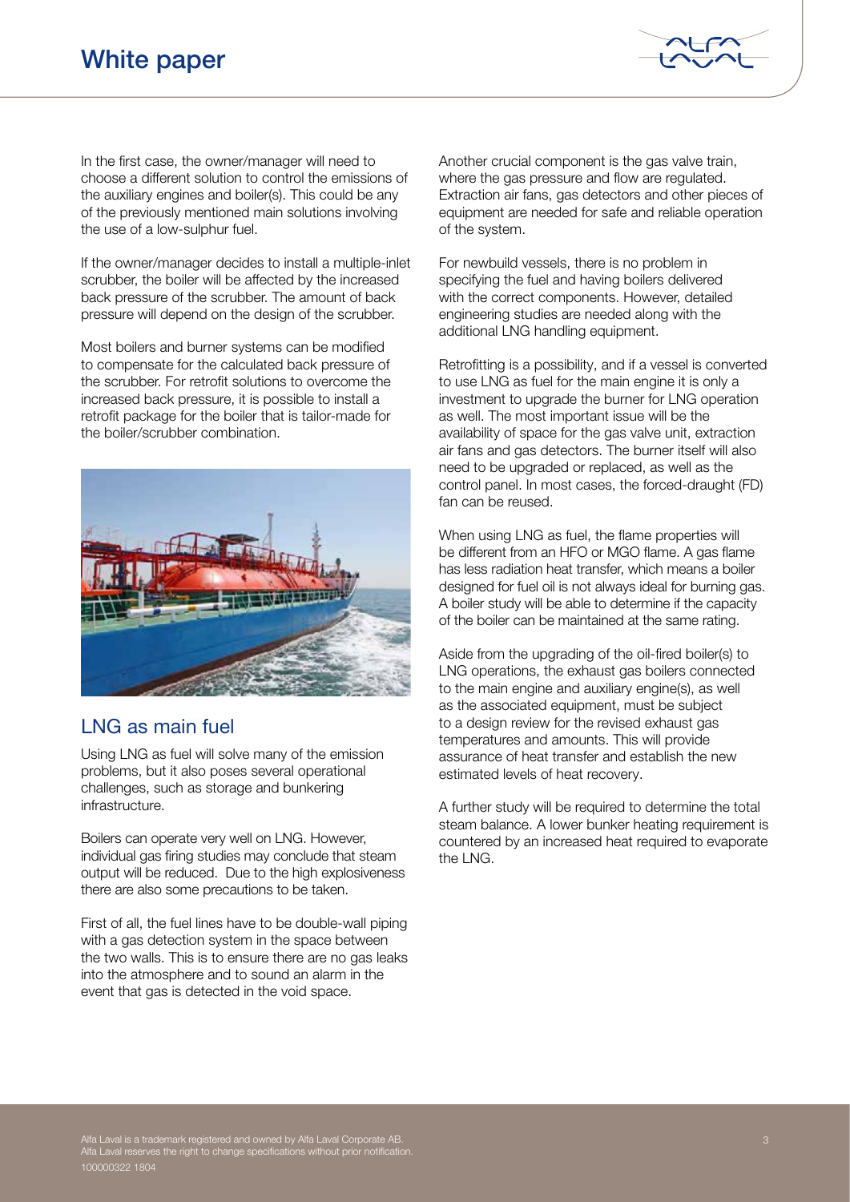In the first case, the owner/manager will need to choose a different solution to control the emissions of the auxiliary engines and boiler(s). This could be any of the previously mentioned main solutions involving the use of a low-sulphur fuel.

If the owner/manager decides to install a multiple-inlet scrubber, the boiler will be affected by the increased back pressure of the scrubber. The amount of back pressure will depend on the design of the scrubber.

Most boilers and burner systems can be modified to compensate for the calculated back pressure of the scrubber. For retrofit solutions to overcome the increased back pressure, it is possible to install a retrofit package for the boiler that is tailor-made for the boiler/scrubber combination.

## LNG as main fuel

Using LNG as fuel will solve many of the emission problems, but it also poses several operational challenges, such as storage and bunkering infrastructure.

Boilers can operate very well on LNG. However, individual gas firing studies may conclude that steam output will be reduced. Due to the high explosiveness there are also some precautions to be taken.

First of all, the fuel lines have to be double-wall piping with a gas detection system in the space between the two walls. This is to ensure there are no gas leaks into the atmosphere and to sound an alarm in the event that gas is detected in the void space.

Another crucial component is the gas valve train, where the gas pressure and flow are regulated. Extraction air fans, gas detectors and other pieces of equipment are needed for safe and reliable operation of the system.

For newbuild vessels, there is no problem in specifying the fuel and having boilers delivered with the correct components. However, detailed engineering studies are needed along with the additional LNG handling equipment.

Retrofitting is a possibility, and if a vessel is converted to use LNG as fuel for the main engine it is only a investment to upgrade the burner for LNG operation as well. The most important issue will be the availability of space for the gas valve unit, extraction air fans and gas detectors. The burner itself will also need to be upgraded or replaced, as well as the control panel. In most cases, the forced-draught (FD) fan can be reused.

When using LNG as fuel, the flame properties will be different from an HFO or MGO flame. A gas flame has less radiation heat transfer, which means a boiler designed for fuel oil is not always ideal for burning gas. A boiler study will be able to determine if the capacity of the boiler can be maintained at the same rating.

Aside from the upgrading of the oil-fired boiler(s) to LNG operations, the exhaust gas boilers connected to the main engine and auxiliary engine(s), as well as the associated equipment, must be subject to a design review for the revised exhaust gas temperatures and amounts. This will provide assurance of heat transfer and establish the new estimated levels of heat recovery.

A further study will be required to determine the total steam balance. A lower bunker heating requirement is countered by an increased heat required to evaporate the LNG.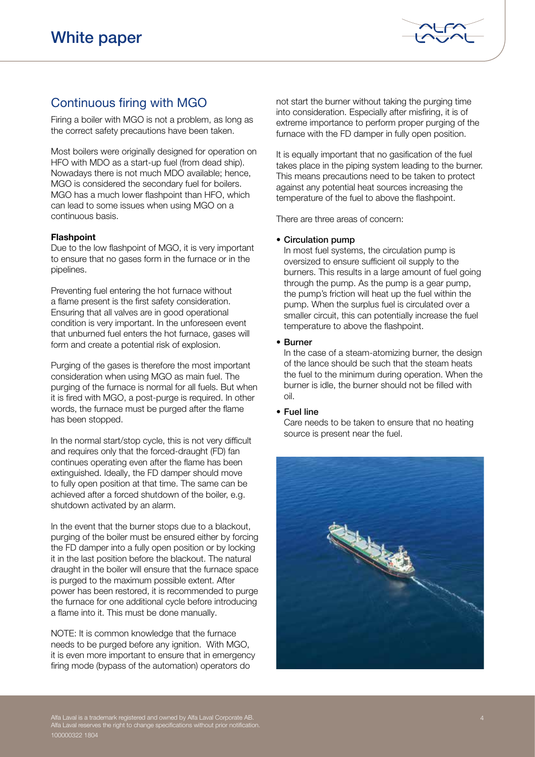## Continuous firing with MGO

Firing a boiler with MGO is not a problem, as long as the correct safety precautions have been taken.

Most boilers were originally designed for operation on HFO with MDO as a start-up fuel (from dead ship). Nowadays there is not much MDO available; hence, MGO is considered the secondary fuel for boilers. MGO has a much lower flashpoint than HFO, which can lead to some issues when using MGO on a continuous basis.

**Flashpoint**

Due to the low flashpoint of MGO, it is very important to ensure that no gases form in the furnace or in the pipelines.

Preventing fuel entering the hot furnace without a flame present is the first safety consideration. Ensuring that all valves are in good operational condition is very important. In the unforeseen event that unburned fuel enters the hot furnace, gases will form and create a potential risk of explosion.

Purging of the gases is therefore the most important consideration when using MGO as main fuel. The purging of the furnace is normal for all fuels. But when it is fired with MGO, a post-purge is required. In other words, the furnace must be purged after the flame has been stopped.

In the normal start/stop cycle, this is not very difficult and requires only that the forced-draught (FD) fan continues operating even after the flame has been extinguished. Ideally, the FD damper should move to fully open position at that time. The same can be achieved after a forced shutdown of the boiler, e.g. shutdown activated by an alarm.

In the event that the burner stops due to a blackout, purging of the boiler must be ensured either by forcing the FD damper into a fully open position or by locking it in the last position before the blackout. The natural draught in the boiler will ensure that the furnace space is purged to the maximum possible extent. After power has been restored, it is recommended to purge the furnace for one additional cycle before introducing a flame into it. This must be done manually.

NOTE: It is common knowledge that the furnace needs to be purged before any ignition. With MGO, it is even more important to ensure that in emergency firing mode (bypass of the automation) operators do not start the burner without taking the purging time into consideration. Especially after misfiring, it is of extreme importance to perform proper purging of the furnace with the FD damper in fully open position.

It is equally important that no gasification of the fuel takes place in the piping system leading to the burner. This means precautions need to be taken to protect against any potential heat sources increasing the temperature of the fuel to above the flashpoint.

There are three areas of concern:

- **Circulation pump**
  In most fuel systems, the circulation pump is oversized to ensure sufficient oil supply to the burners. This results in a large amount of fuel going through the pump. As the pump is a gear pump, the pump's friction will heat up the fuel within the pump. When the surplus fuel is circulated over a smaller circuit, this can potentially increase the fuel temperature to above the flashpoint.
- **Burner**
  In the case of a steam-atomizing burner, the design of the lance should be such that the steam heats the fuel to the minimum during operation. When the burner is idle, the burner should not be filled with oil.
- **Fuel line**
  Care needs to be taken to ensure that no heating source is present near the fuel.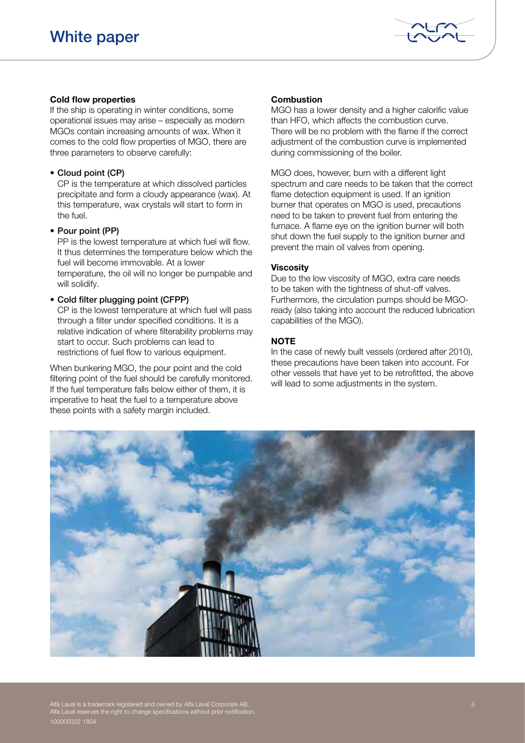### Cold flow properties

If the ship is operating in winter conditions, some operational issues may arise – especially as modern MGOs contain increasing amounts of wax. When it comes to the cold flow properties of MGO, there are three parameters to observe carefully:

- Cloud point (CP)
  CP is the temperature at which dissolved particles precipitate and form a cloudy appearance (wax). At this temperature, wax crystals will start to form in the fuel.
- Pour point (PP)
  PP is the lowest temperature at which fuel will flow. It thus determines the temperature below which the fuel will become immovable. At a lower temperature, the oil will no longer be pumpable and will solidify.
- Cold filter plugging point (CFPP)
  CP is the lowest temperature at which fuel will pass through a filter under specified conditions. It is a relative indication of where filterability problems may start to occur. Such problems can lead to restrictions of fuel flow to various equipment.

When bunkering MGO, the pour point and the cold filtering point of the fuel should be carefully monitored. If the fuel temperature falls below either of them, it is imperative to heat the fuel to a temperature above these points with a safety margin included.

### Combustion

MGO has a lower density and a higher calorific value than HFO, which affects the combustion curve. There will be no problem with the flame if the correct adjustment of the combustion curve is implemented during commissioning of the boiler.

MGO does, however, burn with a different light spectrum and care needs to be taken that the correct flame detection equipment is used. If an ignition burner that operates on MGO is used, precautions need to be taken to prevent fuel from entering the furnace. A flame eye on the ignition burner will both shut down the fuel supply to the ignition burner and prevent the main oil valves from opening.

### Viscosity

Due to the low viscosity of MGO, extra care needs to be taken with the tightness of shut-off valves. Furthermore, the circulation pumps should be MGO-ready (also taking into account the reduced lubrication capabilities of the MGO).

### NOTE

In the case of newly built vessels (ordered after 2010), these precautions have been taken into account. For other vessels that have yet to be retrofitted, the above will lead to some adjustments in the system.

Alfa Laval is a trademark registered and owned by Alfa Laval Corporate AB.
Alfa Laval reserves the right to change specifications without prior notification.
100000322 1804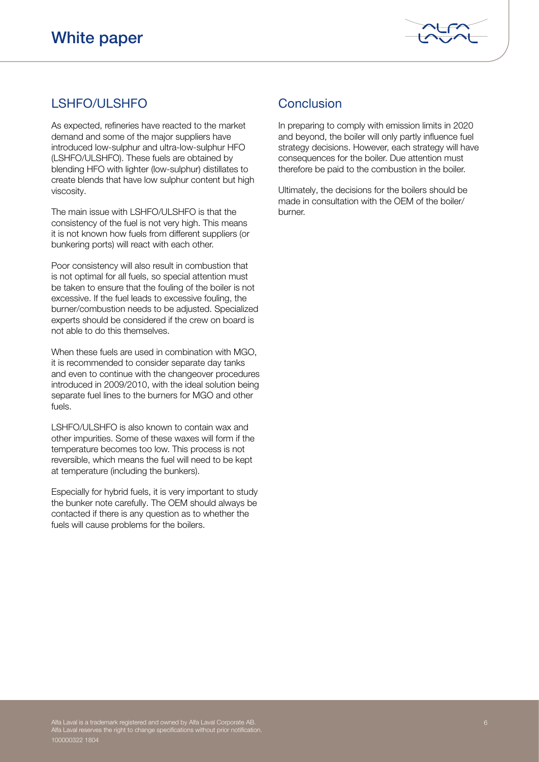## LSHFO/ULSHFO

As expected, refineries have reacted to the market demand and some of the major suppliers have introduced low-sulphur and ultra-low-sulphur HFO (LSHFO/ULSHFO). These fuels are obtained by blending HFO with lighter (low-sulphur) distillates to create blends that have low sulphur content but high viscosity.

The main issue with LSHFO/ULSHFO is that the consistency of the fuel is not very high. This means it is not known how fuels from different suppliers (or bunkering ports) will react with each other.

Poor consistency will also result in combustion that is not optimal for all fuels, so special attention must be taken to ensure that the fouling of the boiler is not excessive. If the fuel leads to excessive fouling, the burner/combustion needs to be adjusted. Specialized experts should be considered if the crew on board is not able to do this themselves.

When these fuels are used in combination with MGO, it is recommended to consider separate day tanks and even to continue with the changeover procedures introduced in 2009/2010, with the ideal solution being separate fuel lines to the burners for MGO and other fuels.

LSHFO/ULSHFO is also known to contain wax and other impurities. Some of these waxes will form if the temperature becomes too low. This process is not reversible, which means the fuel will need to be kept at temperature (including the bunkers).

Especially for hybrid fuels, it is very important to study the bunker note carefully. The OEM should always be contacted if there is any question as to whether the fuels will cause problems for the boilers.

## Conclusion

In preparing to comply with emission limits in 2020 and beyond, the boiler will only partly influence fuel strategy decisions. However, each strategy will have consequences for the boiler. Due attention must therefore be paid to the combustion in the boiler.

Ultimately, the decisions for the boilers should be made in consultation with the OEM of the boiler/burner.

Alfa Laval is a trademark registered and owned by Alfa Laval Corporate AB.
Alfa Laval reserves the right to change specifications without prior notification.
100000322 1804